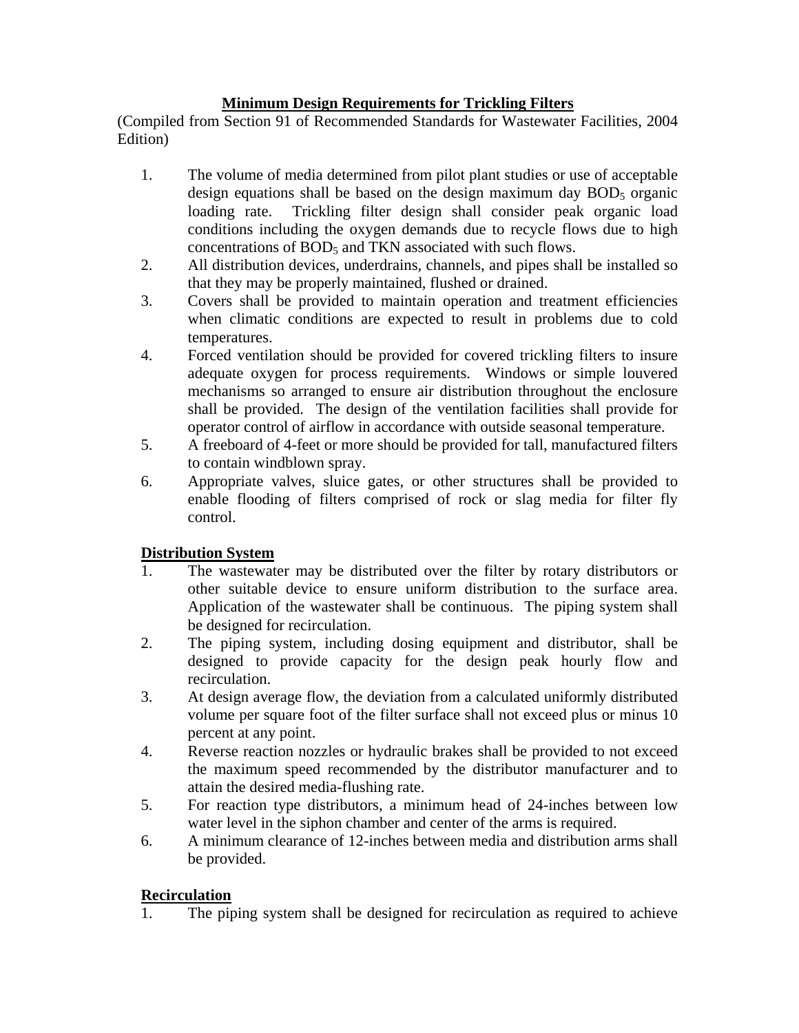# Minimum Design Requirements for Trickling Filters

(Compiled from Section 91 of Recommended Standards for Wastewater Facilities, 2004 Edition)

1. The volume of media determined from pilot plant studies or use of acceptable design equations shall be based on the design maximum day $BOD_5$ organic loading rate. Trickling filter design shall consider peak organic load conditions including the oxygen demands due to recycle flows due to high concentrations of $BOD_5$ and TKN associated with such flows.
2. All distribution devices, underdrains, channels, and pipes shall be installed so that they may be properly maintained, flushed or drained.
3. Covers shall be provided to maintain operation and treatment efficiencies when climatic conditions are expected to result in problems due to cold temperatures.
4. Forced ventilation should be provided for covered trickling filters to insure adequate oxygen for process requirements. Windows or simple louvered mechanisms so arranged to ensure air distribution throughout the enclosure shall be provided. The design of the ventilation facilities shall provide for operator control of airflow in accordance with outside seasonal temperature.
5. A freeboard of 4-feet or more should be provided for tall, manufactured filters to contain windblown spray.
6. Appropriate valves, sluice gates, or other structures shall be provided to enable flooding of filters comprised of rock or slag media for filter fly control.

## Distribution System

1. The wastewater may be distributed over the filter by rotary distributors or other suitable device to ensure uniform distribution to the surface area. Application of the wastewater shall be continuous. The piping system shall be designed for recirculation.
2. The piping system, including dosing equipment and distributor, shall be designed to provide capacity for the design peak hourly flow and recirculation.
3. At design average flow, the deviation from a calculated uniformly distributed volume per square foot of the filter surface shall not exceed plus or minus 10 percent at any point.
4. Reverse reaction nozzles or hydraulic brakes shall be provided to not exceed the maximum speed recommended by the distributor manufacturer and to attain the desired media-flushing rate.
5. For reaction type distributors, a minimum head of 24-inches between low water level in the siphon chamber and center of the arms is required.
6. A minimum clearance of 12-inches between media and distribution arms shall be provided.

## Recirculation

1. The piping system shall be designed for recirculation as required to achieve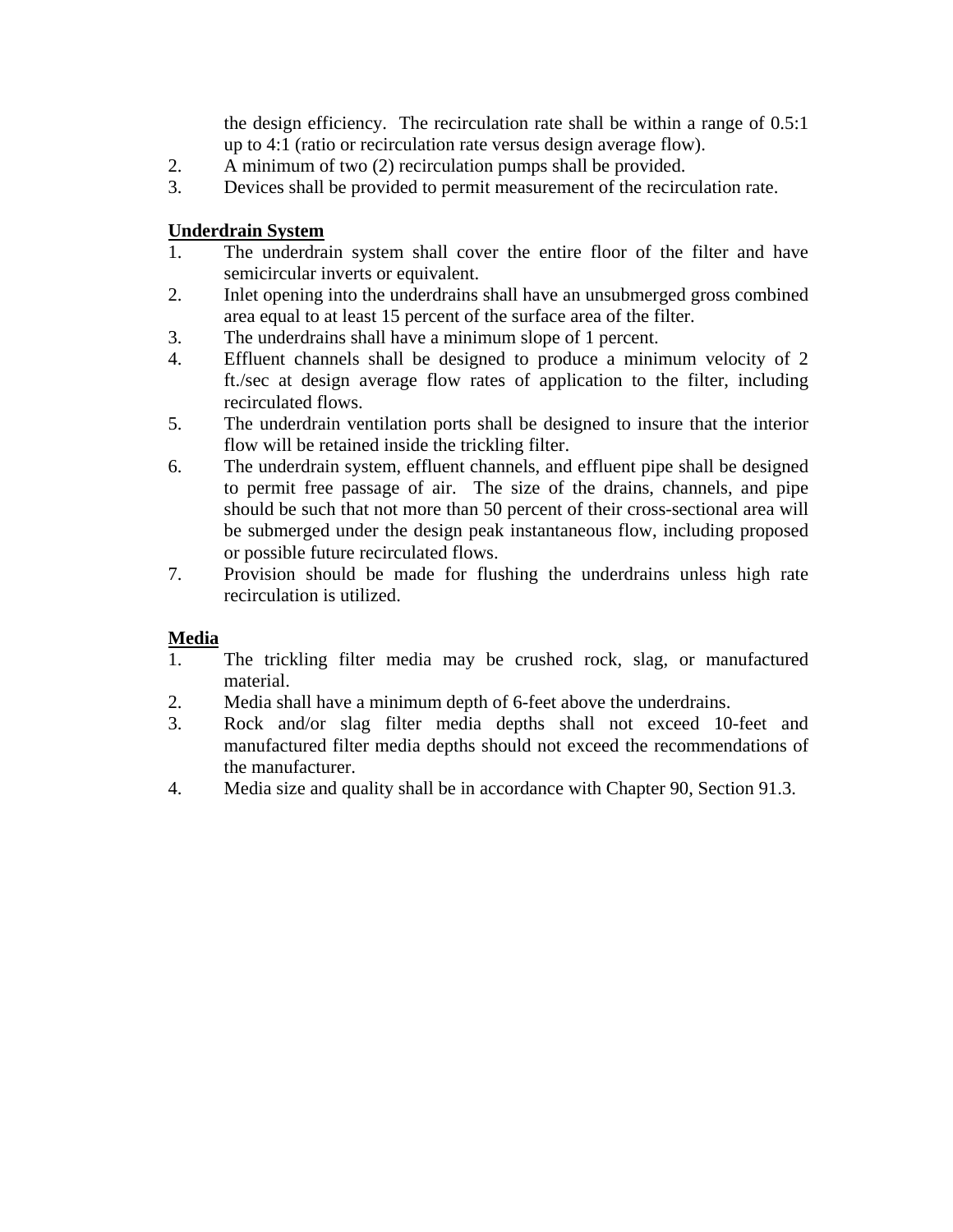the design efficiency. The recirculation rate shall be within a range of 0.5:1 up to 4:1 (ratio or recirculation rate versus design average flow).

2. A minimum of two (2) recirculation pumps shall be provided.
3. Devices shall be provided to permit measurement of the recirculation rate.

**Underdrain System**

1. The underdrain system shall cover the entire floor of the filter and have semicircular inverts or equivalent.
2. Inlet opening into the underdrains shall have an unsubmerged gross combined area equal to at least 15 percent of the surface area of the filter.
3. The underdrains shall have a minimum slope of 1 percent.
4. Effluent channels shall be designed to produce a minimum velocity of 2 ft./sec at design average flow rates of application to the filter, including recirculated flows.
5. The underdrain ventilation ports shall be designed to insure that the interior flow will be retained inside the trickling filter.
6. The underdrain system, effluent channels, and effluent pipe shall be designed to permit free passage of air. The size of the drains, channels, and pipe should be such that not more than 50 percent of their cross-sectional area will be submerged under the design peak instantaneous flow, including proposed or possible future recirculated flows.
7. Provision should be made for flushing the underdrains unless high rate recirculation is utilized.

**Media**

1. The trickling filter media may be crushed rock, slag, or manufactured material.
2. Media shall have a minimum depth of 6-feet above the underdrains.
3. Rock and/or slag filter media depths shall not exceed 10-feet and manufactured filter media depths should not exceed the recommendations of the manufacturer.
4. Media size and quality shall be in accordance with Chapter 90, Section 91.3.